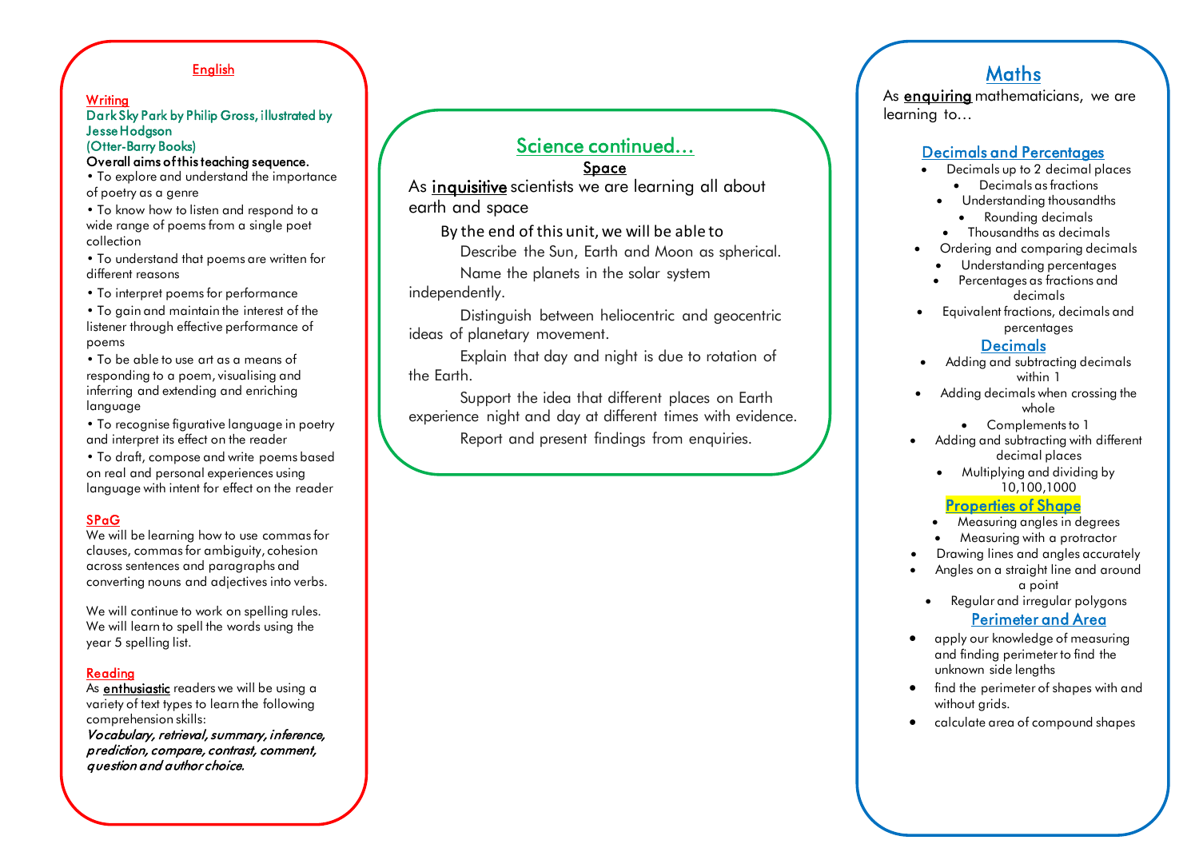## English

### Writing

**Dark Sky Park by Philip Gross, illustrated by Jesse Hodgson**
**(Otter-Barry Books)**

**Overall aims of this teaching sequence.**

- To explore and understand the importance of poetry as a genre
- To know how to listen and respond to a wide range of poems from a single poet collection
- To understand that poems are written for different reasons
- To interpret poems for performance
- To gain and maintain the interest of the listener through effective performance of poems
- To be able to use art as a means of responding to a poem, visualising and inferring and extending and enriching language
- To recognise figurative language in poetry and interpret its effect on the reader
- To draft, compose and write poems based on real and personal experiences using language with intent for effect on the reader

### SPaG

We will be learning how to use commas for clauses, commas for ambiguity, cohesion across sentences and paragraphs and converting nouns and adjectives into verbs.

We will continue to work on spelling rules. We will learn to spell the words using the year 5 spelling list.

### Reading

As **enthusiastic** readers we will be using a variety of text types to learn the following comprehension skills:

***Vocabulary, retrieval, summary, inference, prediction, compare, contrast, comment, question and author choice.***

## Science continued…

### Space

As **inquisitive** scientists we are learning all about earth and space

By the end of this unit, we will be able to

- Describe the Sun, Earth and Moon as spherical.
- Name the planets in the solar system independently.
- Distinguish between heliocentric and geocentric ideas of planetary movement.
- Explain that day and night is due to rotation of the Earth.
- Support the idea that different places on Earth experience night and day at different times with evidence.
- Report and present findings from enquiries.

## Maths

As **enquiring** mathematicians, we are learning to…

### Decimals and Percentages

- Decimals up to 2 decimal places
- Decimals as fractions
- Understanding thousandths
- Rounding decimals
- Thousandths as decimals
- Ordering and comparing decimals
- Understanding percentages
- Percentages as fractions and decimals
- Equivalent fractions, decimals and percentages

### Decimals

- Adding and subtracting decimals within 1
- Adding decimals when crossing the whole
- Complements to 1
- Adding and subtracting with different decimal places
- Multiplying and dividing by 10,100,1000

### Properties of Shape

- Measuring angles in degrees
- Measuring with a protractor
- Drawing lines and angles accurately
- Angles on a straight line and around a point
- Regular and irregular polygons

### Perimeter and Area

- apply our knowledge of measuring and finding perimeter to find the unknown side lengths
- find the perimeter of shapes with and without grids.
- calculate area of compound shapes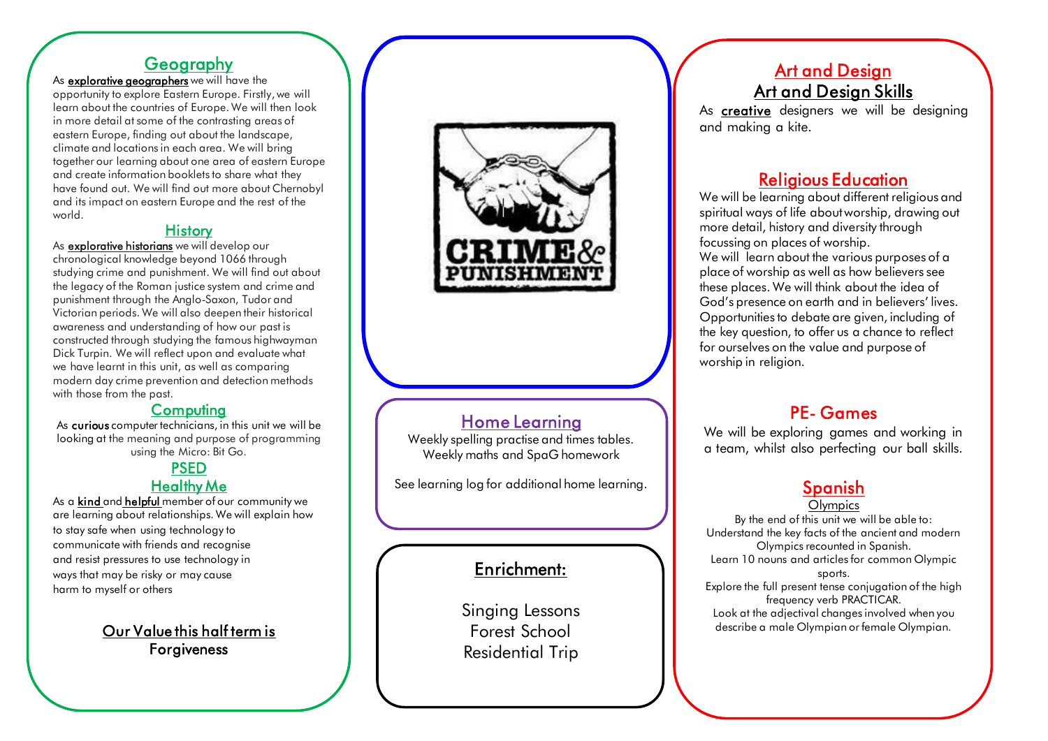## Geography

As **explorative geographers** we will have the opportunity to explore Eastern Europe. Firstly, we will learn about the countries of Europe. We will then look in more detail at some of the contrasting areas of eastern Europe, finding out about the landscape, climate and locations in each area. We will bring together our learning about one area of eastern Europe and create information booklets to share what they have found out. We will find out more about Chernobyl and its impact on eastern Europe and the rest of the world.

## History

As **explorative historians** we will develop our chronological knowledge beyond 1066 through studying crime and punishment. We will find out about the legacy of the Roman justice system and crime and punishment through the Anglo-Saxon, Tudor and Victorian periods. We will also deepen their historical awareness and understanding of how our past is constructed through studying the famous highwayman Dick Turpin. We will reflect upon and evaluate what we have learnt in this unit, as well as comparing modern day crime prevention and detection methods with those from the past.

## Computing

As **curious** computer technicians, in this unit we will be looking at the meaning and purpose of programming using the Micro: Bit Go.

## PSED

### Healthy Me

As a **kind** and **helpful** member of our community we are learning about relationships. We will explain how to stay safe when using technology to communicate with friends and recognise and resist pressures to use technology in ways that may be risky or may cause harm to myself or others

**Our Value this half term is**
**Forgiveness**

CRIME & PUNISHMENT

## Home Learning

Weekly spelling practise and times tables.
Weekly maths and SpaG homework

See learning log for additional home learning.

## Enrichment:

Singing Lessons
Forest School
Residential Trip

## Art and Design

### Art and Design Skills

As **creative** designers we will be designing and making a kite.

## Religious Education

We will be learning about different religious and spiritual ways of life about worship, drawing out more detail, history and diversity through focussing on places of worship.
We will learn about the various purposes of a place of worship as well as how believers see these places. We will think about the idea of God's presence on earth and in believers' lives. Opportunities to debate are given, including of the key question, to offer us a chance to reflect for ourselves on the value and purpose of worship in religion.

## PE- Games

We will be exploring games and working in a team, whilst also perfecting our ball skills.

## Spanish

### Olympics

By the end of this unit we will be able to:
Understand the key facts of the ancient and modern Olympics recounted in Spanish.
Learn 10 nouns and articles for common Olympic sports.
Explore the full present tense conjugation of the high frequency verb PRACTICAR.
Look at the adjectival changes involved when you describe a male Olympian or female Olympian.